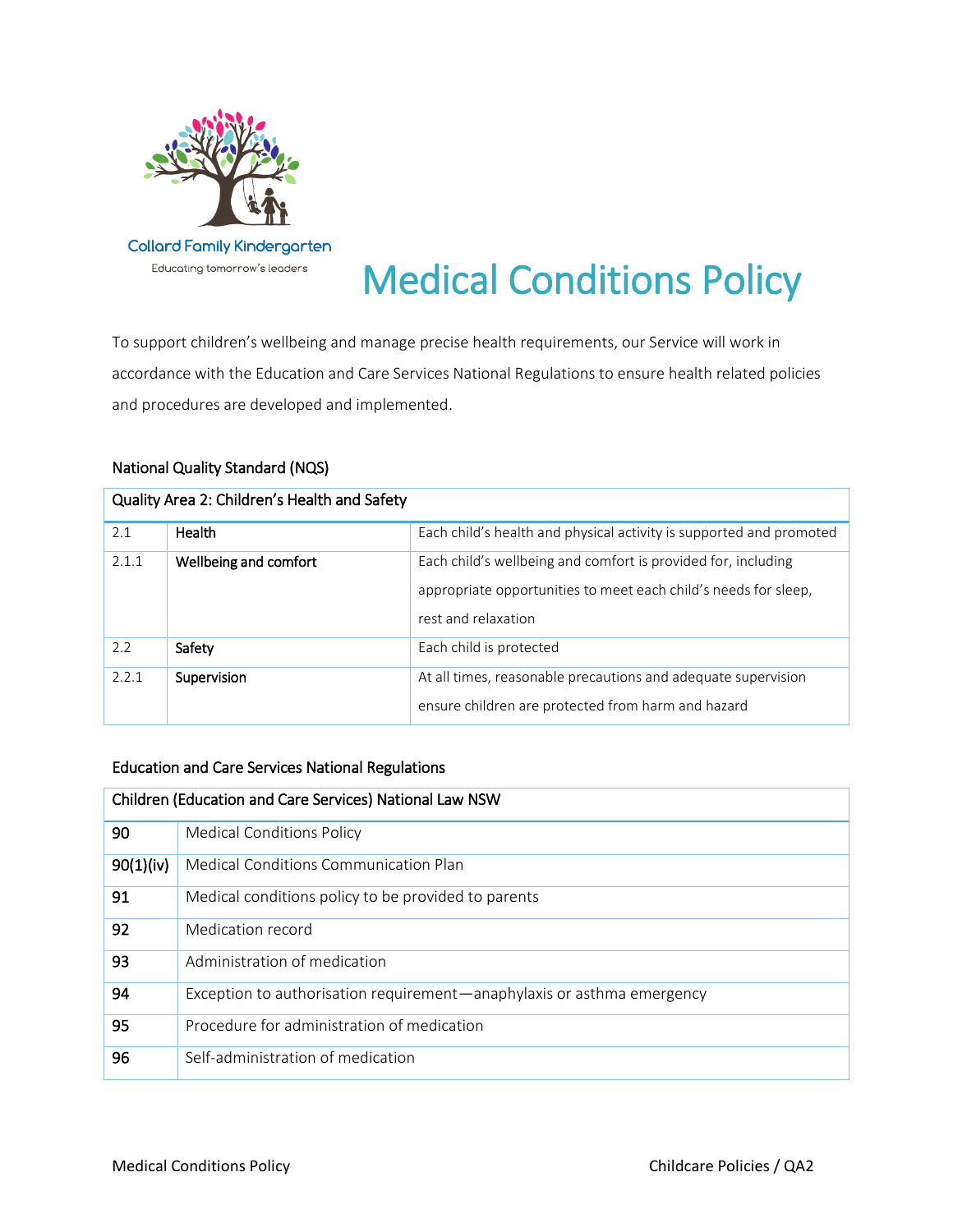Collard Family Kindergarten

Educating tomorrow's leaders

# Medical Conditions Policy

To support children's wellbeing and manage precise health requirements, our Service will work in accordance with the Education and Care Services National Regulations to ensure health related policies and procedures are developed and implemented.

### National Quality Standard (NQS)

| Quality Area 2: Children's Health and Safety | | |
|---|---|---|
| 2.1 | **Health** | Each child's health and physical activity is supported and promoted |
| 2.1.1 | **Wellbeing and comfort** | Each child's wellbeing and comfort is provided for, including appropriate opportunities to meet each child's needs for sleep, rest and relaxation |
| 2.2 | **Safety** | Each child is protected |
| 2.2.1 | **Supervision** | At all times, reasonable precautions and adequate supervision ensure children are protected from harm and hazard |

### Education and Care Services National Regulations

| Children (Education and Care Services) National Law NSW | |
|---|---|
| **90** | Medical Conditions Policy |
| **90(1)(iv)** | Medical Conditions Communication Plan |
| **91** | Medical conditions policy to be provided to parents |
| **92** | Medication record |
| **93** | Administration of medication |
| **94** | Exception to authorisation requirement—anaphylaxis or asthma emergency |
| **95** | Procedure for administration of medication |
| **96** | Self-administration of medication |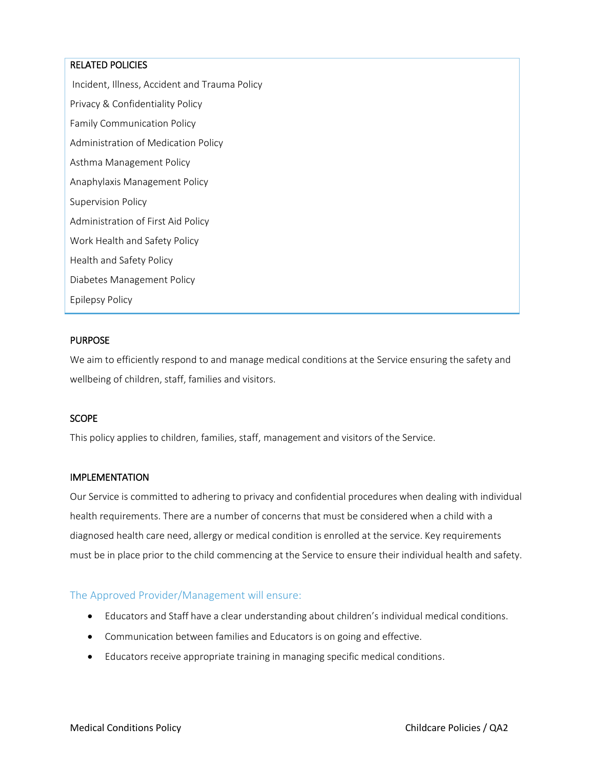## RELATED POLICIES

Incident, Illness, Accident and Trauma Policy
Privacy & Confidentiality Policy
Family Communication Policy
Administration of Medication Policy
Asthma Management Policy
Anaphylaxis Management Policy
Supervision Policy
Administration of First Aid Policy
Work Health and Safety Policy
Health and Safety Policy
Diabetes Management Policy
Epilepsy Policy

## PURPOSE

We aim to efficiently respond to and manage medical conditions at the Service ensuring the safety and wellbeing of children, staff, families and visitors.

## SCOPE

This policy applies to children, families, staff, management and visitors of the Service.

## IMPLEMENTATION

Our Service is committed to adhering to privacy and confidential procedures when dealing with individual health requirements. There are a number of concerns that must be considered when a child with a diagnosed health care need, allergy or medical condition is enrolled at the service. Key requirements must be in place prior to the child commencing at the Service to ensure their individual health and safety.

### The Approved Provider/Management will ensure:

- Educators and Staff have a clear understanding about children's individual medical conditions.
- Communication between families and Educators is on going and effective.
- Educators receive appropriate training in managing specific medical conditions.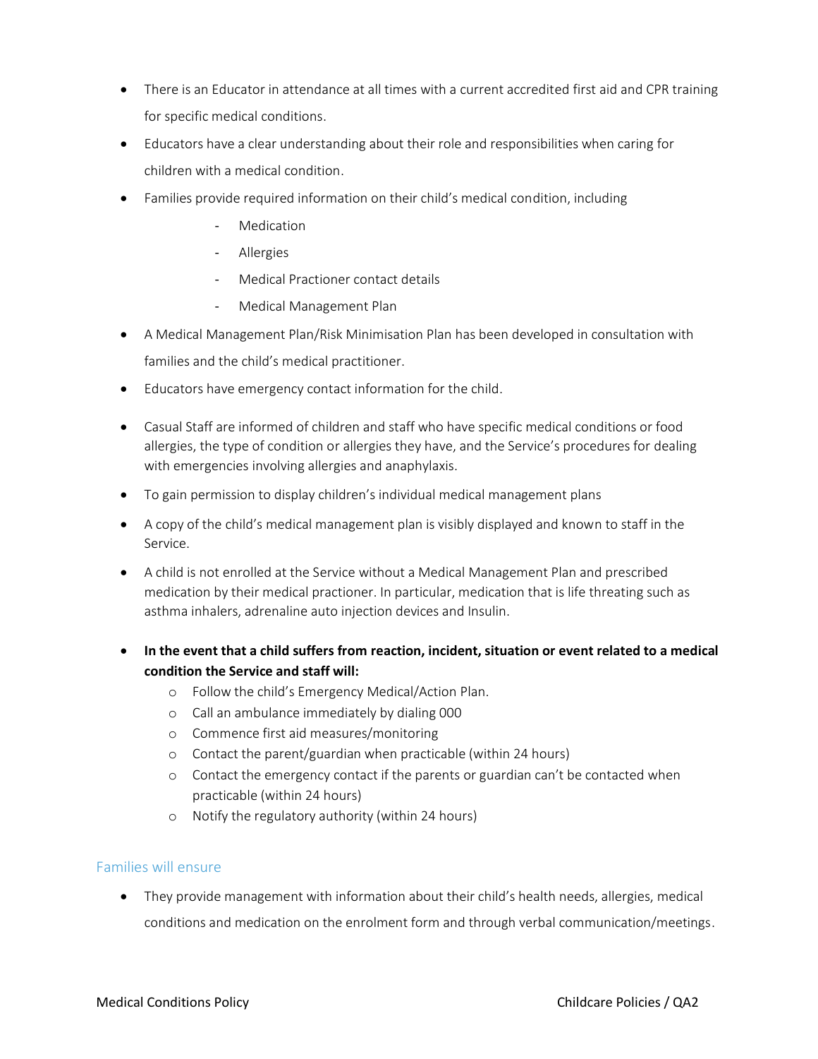- There is an Educator in attendance at all times with a current accredited first aid and CPR training for specific medical conditions.
- Educators have a clear understanding about their role and responsibilities when caring for children with a medical condition.
- Families provide required information on their child's medical condition, including
  - Medication
  - Allergies
  - Medical Practioner contact details
  - Medical Management Plan
- A Medical Management Plan/Risk Minimisation Plan has been developed in consultation with families and the child's medical practitioner.
- Educators have emergency contact information for the child.
- Casual Staff are informed of children and staff who have specific medical conditions or food allergies, the type of condition or allergies they have, and the Service's procedures for dealing with emergencies involving allergies and anaphylaxis.
- To gain permission to display children's individual medical management plans
- A copy of the child's medical management plan is visibly displayed and known to staff in the Service.
- A child is not enrolled at the Service without a Medical Management Plan and prescribed medication by their medical practioner. In particular, medication that is life threating such as asthma inhalers, adrenaline auto injection devices and Insulin.
- **In the event that a child suffers from reaction, incident, situation or event related to a medical condition the Service and staff will:**
  - Follow the child's Emergency Medical/Action Plan.
  - Call an ambulance immediately by dialing 000
  - Commence first aid measures/monitoring
  - Contact the parent/guardian when practicable (within 24 hours)
  - Contact the emergency contact if the parents or guardian can't be contacted when practicable (within 24 hours)
  - Notify the regulatory authority (within 24 hours)

## Families will ensure

- They provide management with information about their child's health needs, allergies, medical conditions and medication on the enrolment form and through verbal communication/meetings.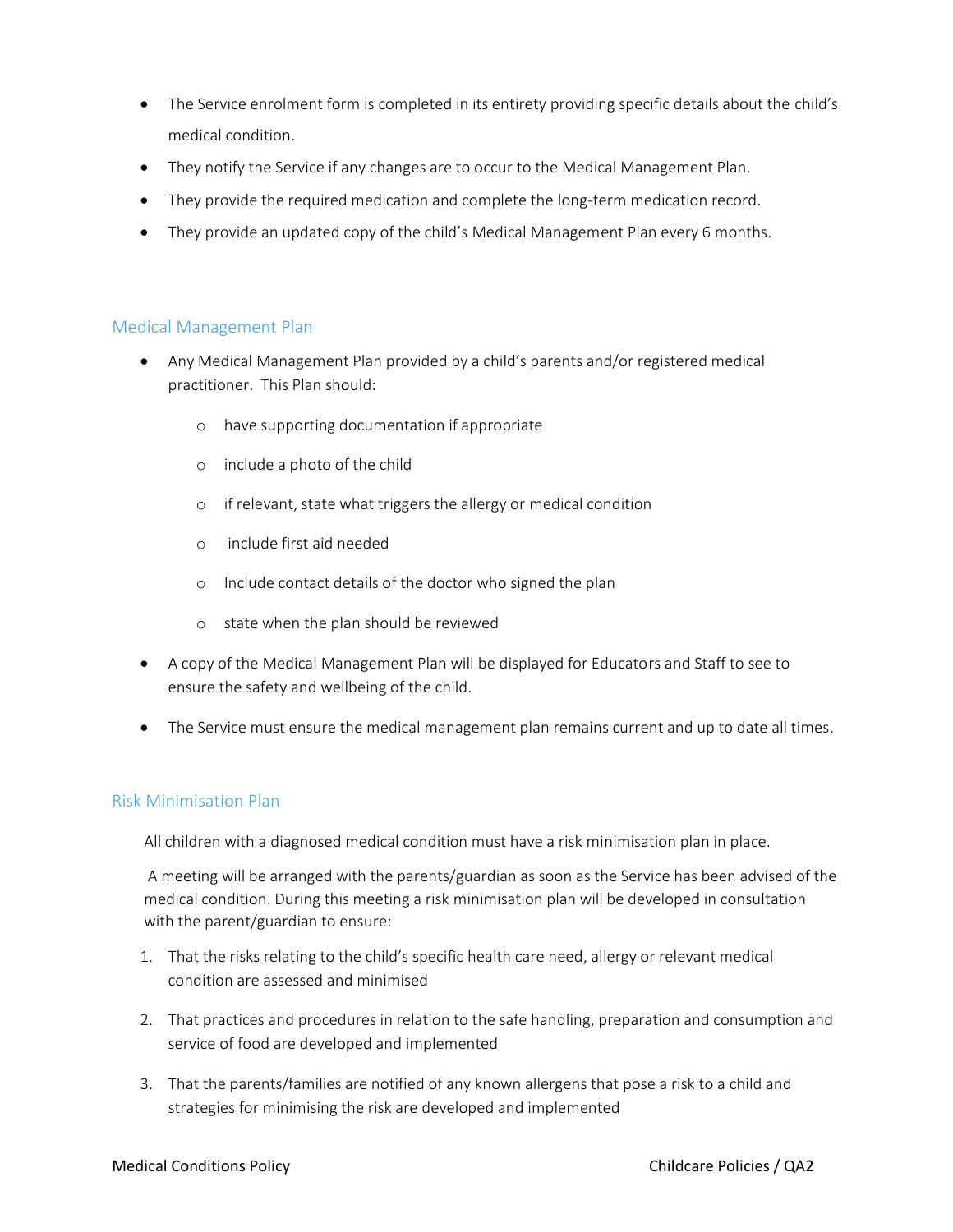- The Service enrolment form is completed in its entirety providing specific details about the child's medical condition.
- They notify the Service if any changes are to occur to the Medical Management Plan.
- They provide the required medication and complete the long-term medication record.
- They provide an updated copy of the child's Medical Management Plan every 6 months.

## Medical Management Plan

- Any Medical Management Plan provided by a child's parents and/or registered medical practitioner. This Plan should:
    - have supporting documentation if appropriate
    - include a photo of the child
    - if relevant, state what triggers the allergy or medical condition
    - include first aid needed
    - Include contact details of the doctor who signed the plan
    - state when the plan should be reviewed
- A copy of the Medical Management Plan will be displayed for Educators and Staff to see to ensure the safety and wellbeing of the child.
- The Service must ensure the medical management plan remains current and up to date all times.

## Risk Minimisation Plan

All children with a diagnosed medical condition must have a risk minimisation plan in place.

A meeting will be arranged with the parents/guardian as soon as the Service has been advised of the medical condition. During this meeting a risk minimisation plan will be developed in consultation with the parent/guardian to ensure:

1. That the risks relating to the child's specific health care need, allergy or relevant medical condition are assessed and minimised
2. That practices and procedures in relation to the safe handling, preparation and consumption and service of food are developed and implemented
3. That the parents/families are notified of any known allergens that pose a risk to a child and strategies for minimising the risk are developed and implemented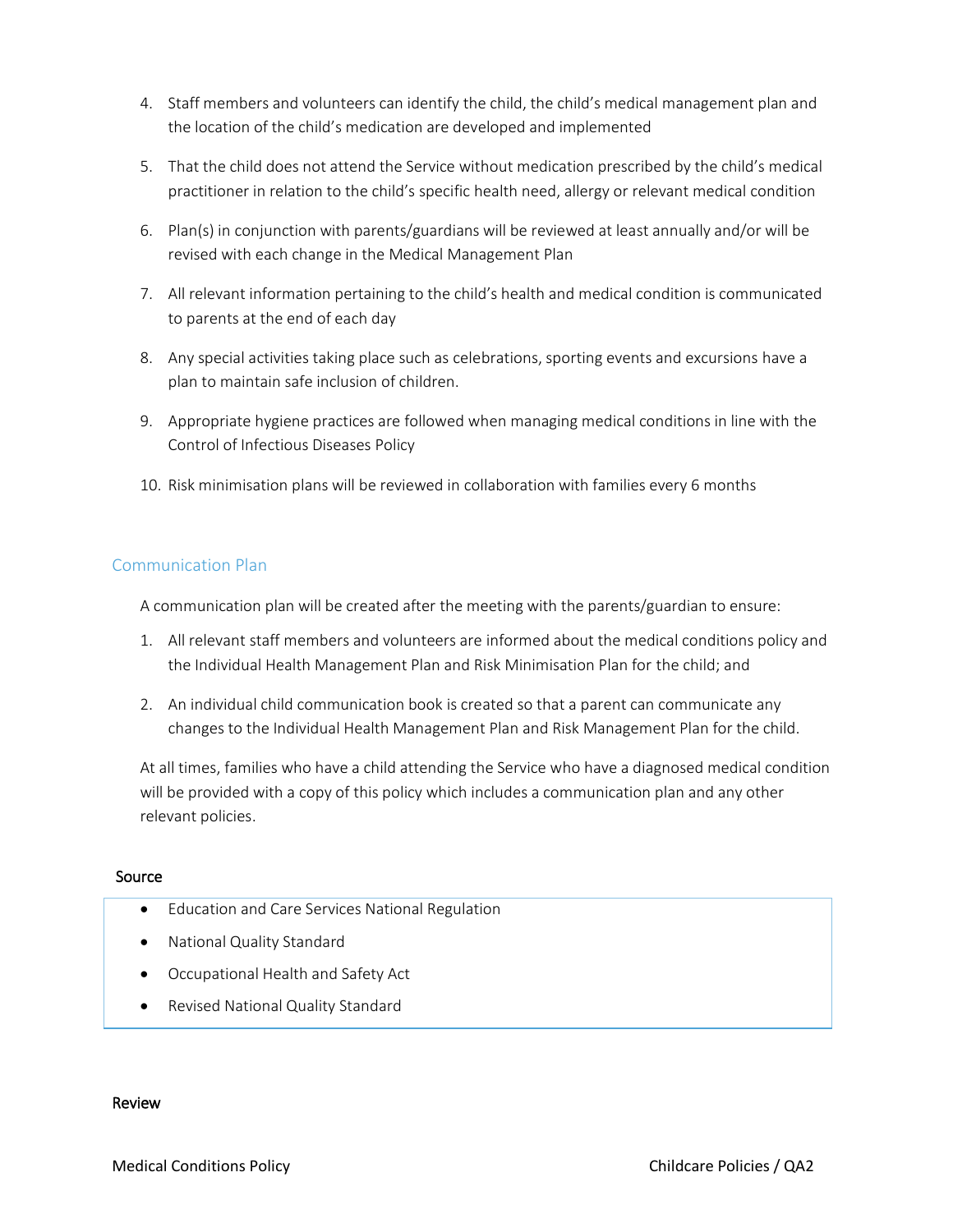4. Staff members and volunteers can identify the child, the child's medical management plan and the location of the child's medication are developed and implemented

5. That the child does not attend the Service without medication prescribed by the child's medical practitioner in relation to the child's specific health need, allergy or relevant medical condition

6. Plan(s) in conjunction with parents/guardians will be reviewed at least annually and/or will be revised with each change in the Medical Management Plan

7. All relevant information pertaining to the child's health and medical condition is communicated to parents at the end of each day

8. Any special activities taking place such as celebrations, sporting events and excursions have a plan to maintain safe inclusion of children.

9. Appropriate hygiene practices are followed when managing medical conditions in line with the Control of Infectious Diseases Policy

10. Risk minimisation plans will be reviewed in collaboration with families every 6 months

## Communication Plan

A communication plan will be created after the meeting with the parents/guardian to ensure:

1. All relevant staff members and volunteers are informed about the medical conditions policy and the Individual Health Management Plan and Risk Minimisation Plan for the child; and

2. An individual child communication book is created so that a parent can communicate any changes to the Individual Health Management Plan and Risk Management Plan for the child.

At all times, families who have a child attending the Service who have a diagnosed medical condition will be provided with a copy of this policy which includes a communication plan and any other relevant policies.

### Source

- Education and Care Services National Regulation
- National Quality Standard
- Occupational Health and Safety Act
- Revised National Quality Standard

### Review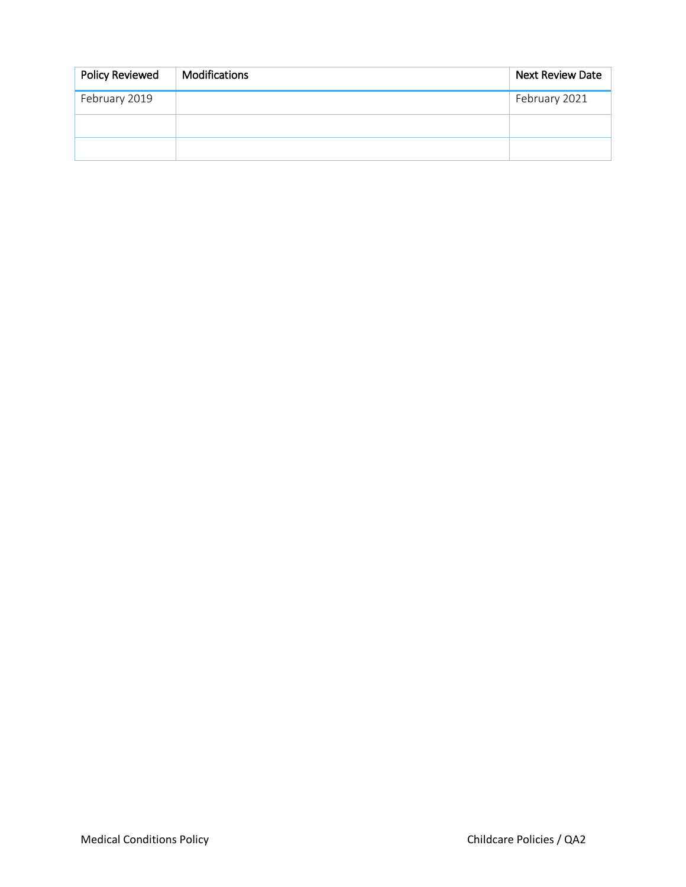| Policy Reviewed | Modifications | Next Review Date |
|---|---|---|
| February 2019 | | February 2021 |
| | | |
| | | |